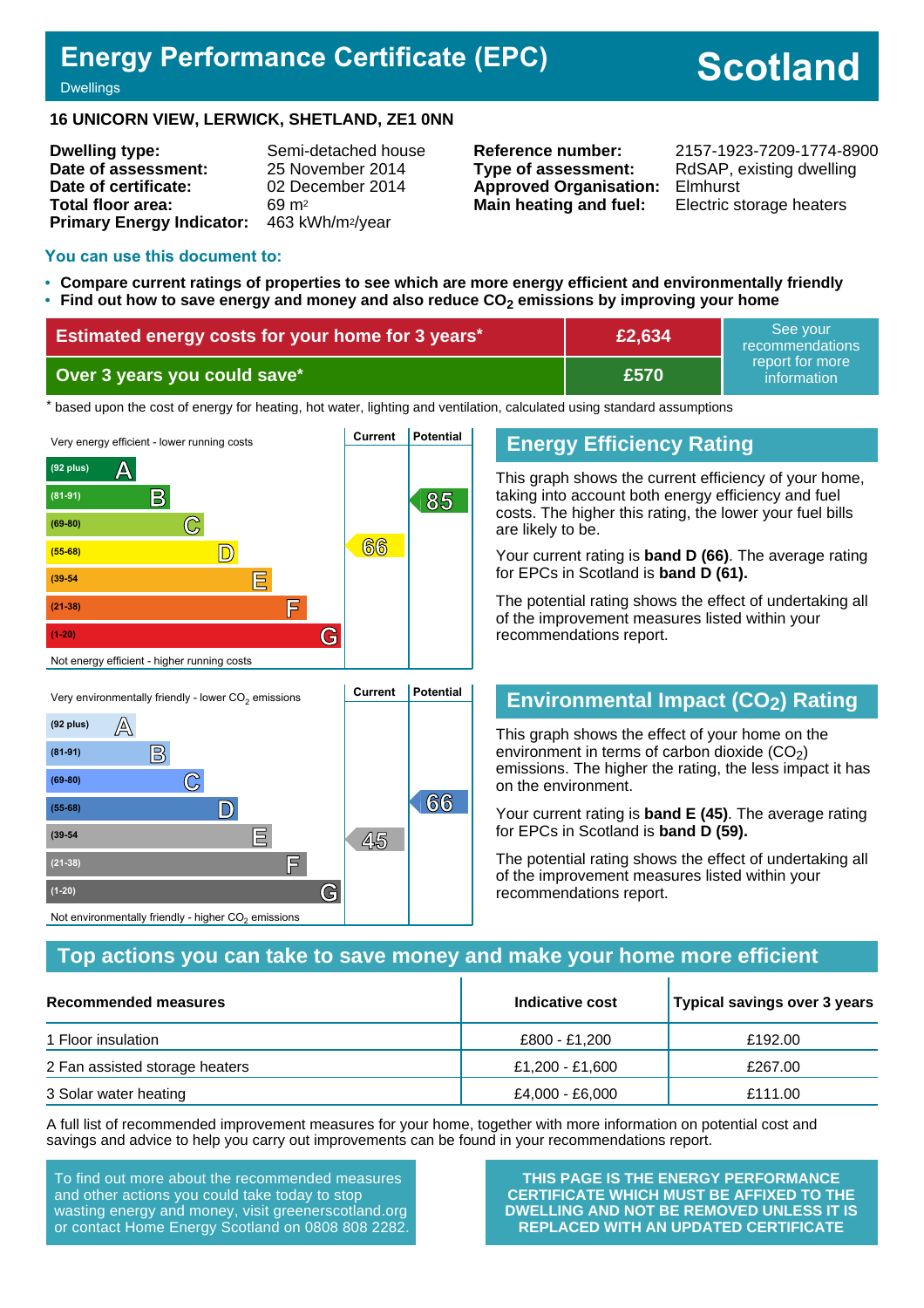# Energy Performance Certificate (EPC)

Dwellings

**Scotland**

**16 UNICORN VIEW, LERWICK, SHETLAND, ZE1 0NN**

| | | | |
|---|---|---|---|
| **Dwelling type:** | Semi-detached house | **Reference number:** | 2157-1923-7209-1774-8900 |
| **Date of assessment:** | 25 November 2014 | **Type of assessment:** | RdSAP, existing dwelling |
| **Date of certificate:** | 02 December 2014 | **Approved Organisation:** | Elmhurst |
| **Total floor area:** | 69 m² | **Main heating and fuel:** | Electric storage heaters |
| **Primary Energy Indicator:** | 463 kWh/m²/year | | |

## You can use this document to:

- **Compare current ratings of properties to see which are more energy efficient and environmentally friendly**
- **Find out how to save energy and money and also reduce $CO_2$ emissions by improving your home**

| | | |
|---|---|---|
| **Estimated energy costs for your home for 3 years*** | **£2,634** | See your recommendations report for more information |
| **Over 3 years you could save*** | **£570** | |

\* based upon the cost of energy for heating, hot water, lighting and ventilation, calculated using standard assumptions

Very energy efficient - lower running costs

| Band | Current | Potential |
|---|---|---|
| (92 plus) A | | |
| (81-91) B | | 85 |
| (69-80) C | | |
| (55-68) D | 66 | |
| (39-54) E | | |
| (21-38) F | | |
| (1-20) G | | |

Not energy efficient - higher running costs

## Energy Efficiency Rating

This graph shows the current efficiency of your home, taking into account both energy efficiency and fuel costs. The higher this rating, the lower your fuel bills are likely to be.

Your current rating is **band D (66)**. The average rating for EPCs in Scotland is **band D (61).**

The potential rating shows the effect of undertaking all of the improvement measures listed within your recommendations report.

Very environmentally friendly - lower $CO_2$ emissions

| Band | Current | Potential |
|---|---|---|
| (92 plus) A | | |
| (81-91) B | | |
| (69-80) C | | |
| (55-68) D | | 66 |
| (39-54) E | 45 | |
| (21-38) F | | |
| (1-20) G | | |

Not environmentally friendly - higher $CO_2$ emissions

## Environmental Impact ($CO_2$) Rating

This graph shows the effect of your home on the environment in terms of carbon dioxide ($CO_2$) emissions. The higher the rating, the less impact it has on the environment.

Your current rating is **band E (45)**. The average rating for EPCs in Scotland is **band D (59).**

The potential rating shows the effect of undertaking all of the improvement measures listed within your recommendations report.

## Top actions you can take to save money and make your home more efficient

| Recommended measures | Indicative cost | Typical savings over 3 years |
|---|---|---|
| 1 Floor insulation | £800 - £1,200 | £192.00 |
| 2 Fan assisted storage heaters | £1,200 - £1,600 | £267.00 |
| 3 Solar water heating | £4,000 - £6,000 | £111.00 |

A full list of recommended improvement measures for your home, together with more information on potential cost and savings and advice to help you carry out improvements can be found in your recommendations report.

To find out more about the recommended measures and other actions you could take today to stop wasting energy and money, visit greenerscotland.org or contact Home Energy Scotland on 0808 808 2282.

**THIS PAGE IS THE ENERGY PERFORMANCE CERTIFICATE WHICH MUST BE AFFIXED TO THE DWELLING AND NOT BE REMOVED UNLESS IT IS REPLACED WITH AN UPDATED CERTIFICATE**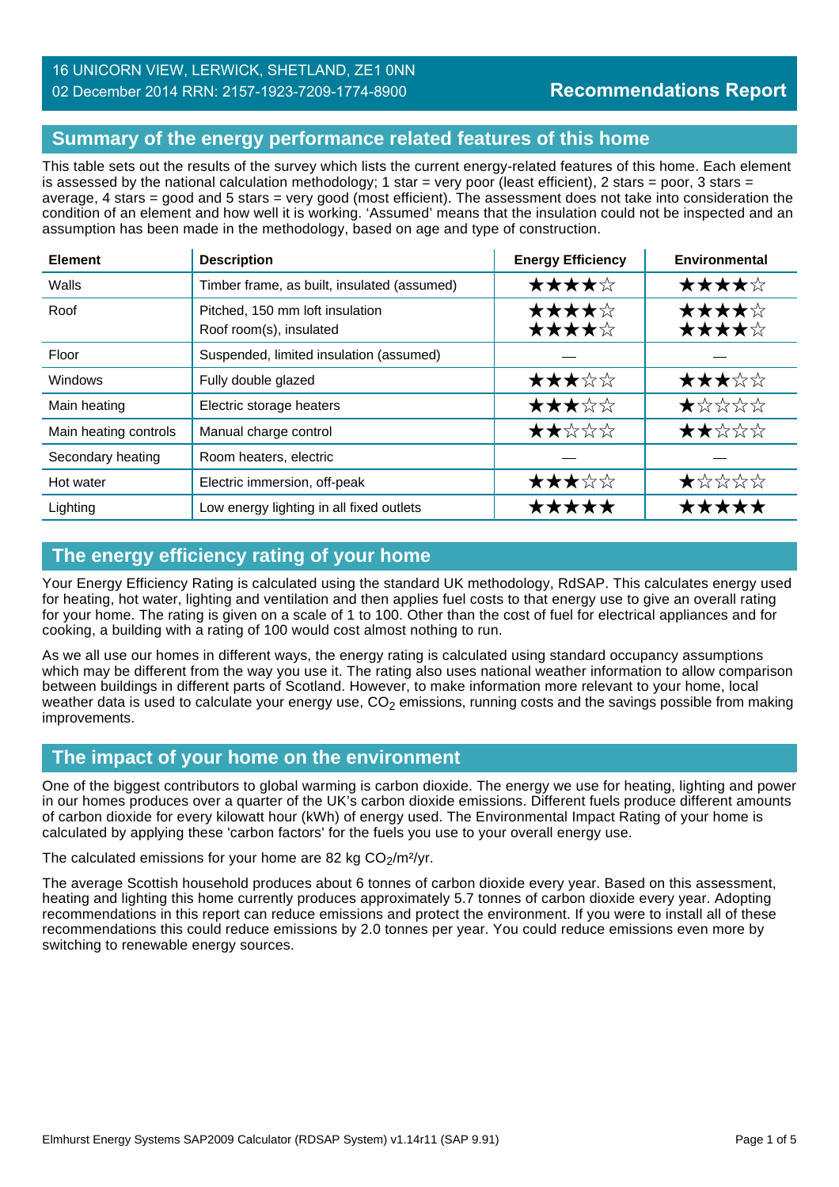16 UNICORN VIEW, LERWICK, SHETLAND, ZE1 0NN
02 December 2014 RRN: 2157-1923-7209-1774-8900

**Recommendations Report**

## Summary of the energy performance related features of this home

This table sets out the results of the survey which lists the current energy-related features of this home. Each element is assessed by the national calculation methodology; 1 star = very poor (least efficient), 2 stars = poor, 3 stars = average, 4 stars = good and 5 stars = very good (most efficient). The assessment does not take into consideration the condition of an element and how well it is working. 'Assumed' means that the insulation could not be inspected and an assumption has been made in the methodology, based on age and type of construction.

| Element | Description | Energy Efficiency | Environmental |
|---|---|---|---|
| Walls | Timber frame, as built, insulated (assumed) | ★★★★☆ | ★★★★☆ |
| Roof | Pitched, 150 mm loft insulation<br>Roof room(s), insulated | ★★★★☆<br>★★★★☆ | ★★★★☆<br>★★★★☆ |
| Floor | Suspended, limited insulation (assumed) | — | — |
| Windows | Fully double glazed | ★★★☆☆ | ★★★☆☆ |
| Main heating | Electric storage heaters | ★★★☆☆ | ★☆☆☆☆ |
| Main heating controls | Manual charge control | ★★☆☆☆ | ★★☆☆☆ |
| Secondary heating | Room heaters, electric | — | — |
| Hot water | Electric immersion, off-peak | ★★★☆☆ | ★☆☆☆☆ |
| Lighting | Low energy lighting in all fixed outlets | ★★★★★ | ★★★★★ |

## The energy efficiency rating of your home

Your Energy Efficiency Rating is calculated using the standard UK methodology, RdSAP. This calculates energy used for heating, hot water, lighting and ventilation and then applies fuel costs to that energy use to give an overall rating for your home. The rating is given on a scale of 1 to 100. Other than the cost of fuel for electrical appliances and for cooking, a building with a rating of 100 would cost almost nothing to run.

As we all use our homes in different ways, the energy rating is calculated using standard occupancy assumptions which may be different from the way you use it. The rating also uses national weather information to allow comparison between buildings in different parts of Scotland. However, to make information more relevant to your home, local weather data is used to calculate your energy use, $CO_2$ emissions, running costs and the savings possible from making improvements.

## The impact of your home on the environment

One of the biggest contributors to global warming is carbon dioxide. The energy we use for heating, lighting and power in our homes produces over a quarter of the UK's carbon dioxide emissions. Different fuels produce different amounts of carbon dioxide for every kilowatt hour (kWh) of energy used. The Environmental Impact Rating of your home is calculated by applying these 'carbon factors' for the fuels you use to your overall energy use.

The calculated emissions for your home are 82 kg $CO_2/m^2/yr$.

The average Scottish household produces about 6 tonnes of carbon dioxide every year. Based on this assessment, heating and lighting this home currently produces approximately 5.7 tonnes of carbon dioxide every year. Adopting recommendations in this report can reduce emissions and protect the environment. If you were to install all of these recommendations this could reduce emissions by 2.0 tonnes per year. You could reduce emissions even more by switching to renewable energy sources.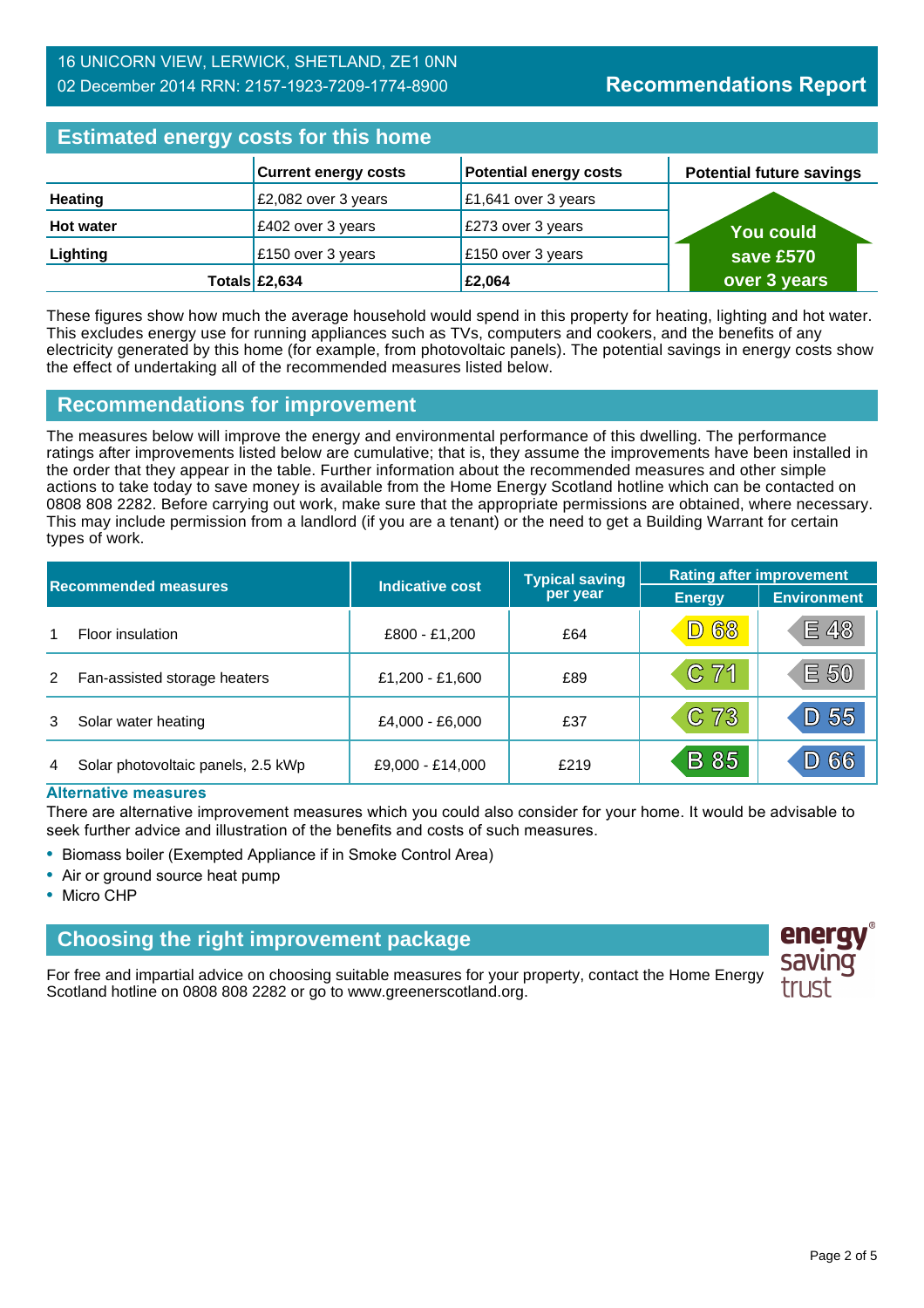16 UNICORN VIEW, LERWICK, SHETLAND, ZE1 0NN
02 December 2014 RRN: 2157-1923-7209-1774-8900

**Recommendations Report**

## Estimated energy costs for this home

| | Current energy costs | Potential energy costs | Potential future savings |
|---|---|---|---|
| **Heating** | £2,082 over 3 years | £1,641 over 3 years | You could save £570 over 3 years |
| **Hot water** | £402 over 3 years | £273 over 3 years | |
| **Lighting** | £150 over 3 years | £150 over 3 years | |
| **Totals** | **£2,634** | **£2,064** | |

These figures show how much the average household would spend in this property for heating, lighting and hot water. This excludes energy use for running appliances such as TVs, computers and cookers, and the benefits of any electricity generated by this home (for example, from photovoltaic panels). The potential savings in energy costs show the effect of undertaking all of the recommended measures listed below.

## Recommendations for improvement

The measures below will improve the energy and environmental performance of this dwelling. The performance ratings after improvements listed below are cumulative; that is, they assume the improvements have been installed in the order that they appear in the table. Further information about the recommended measures and other simple actions to take today to save money is available from the Home Energy Scotland hotline which can be contacted on 0808 808 2282. Before carrying out work, make sure that the appropriate permissions are obtained, where necessary. This may include permission from a landlord (if you are a tenant) or the need to get a Building Warrant for certain types of work.

| | Recommended measures | Indicative cost | Typical saving per year | Rating after improvement | |
|---|---|---|---|---|---|
| | | | | Energy | Environment |
| 1 | Floor insulation | £800 - £1,200 | £64 | D 68 | E 48 |
| 2 | Fan-assisted storage heaters | £1,200 - £1,600 | £89 | C 71 | E 50 |
| 3 | Solar water heating | £4,000 - £6,000 | £37 | C 73 | D 55 |
| 4 | Solar photovoltaic panels, 2.5 kWp | £9,000 - £14,000 | £219 | B 85 | D 66 |

### Alternative measures

There are alternative improvement measures which you could also consider for your home. It would be advisable to seek further advice and illustration of the benefits and costs of such measures.

- Biomass boiler (Exempted Appliance if in Smoke Control Area)
- Air or ground source heat pump
- Micro CHP

## Choosing the right improvement package

For free and impartial advice on choosing suitable measures for your property, contact the Home Energy Scotland hotline on 0808 808 2282 or go to www.greenerscotland.org.

energy saving trust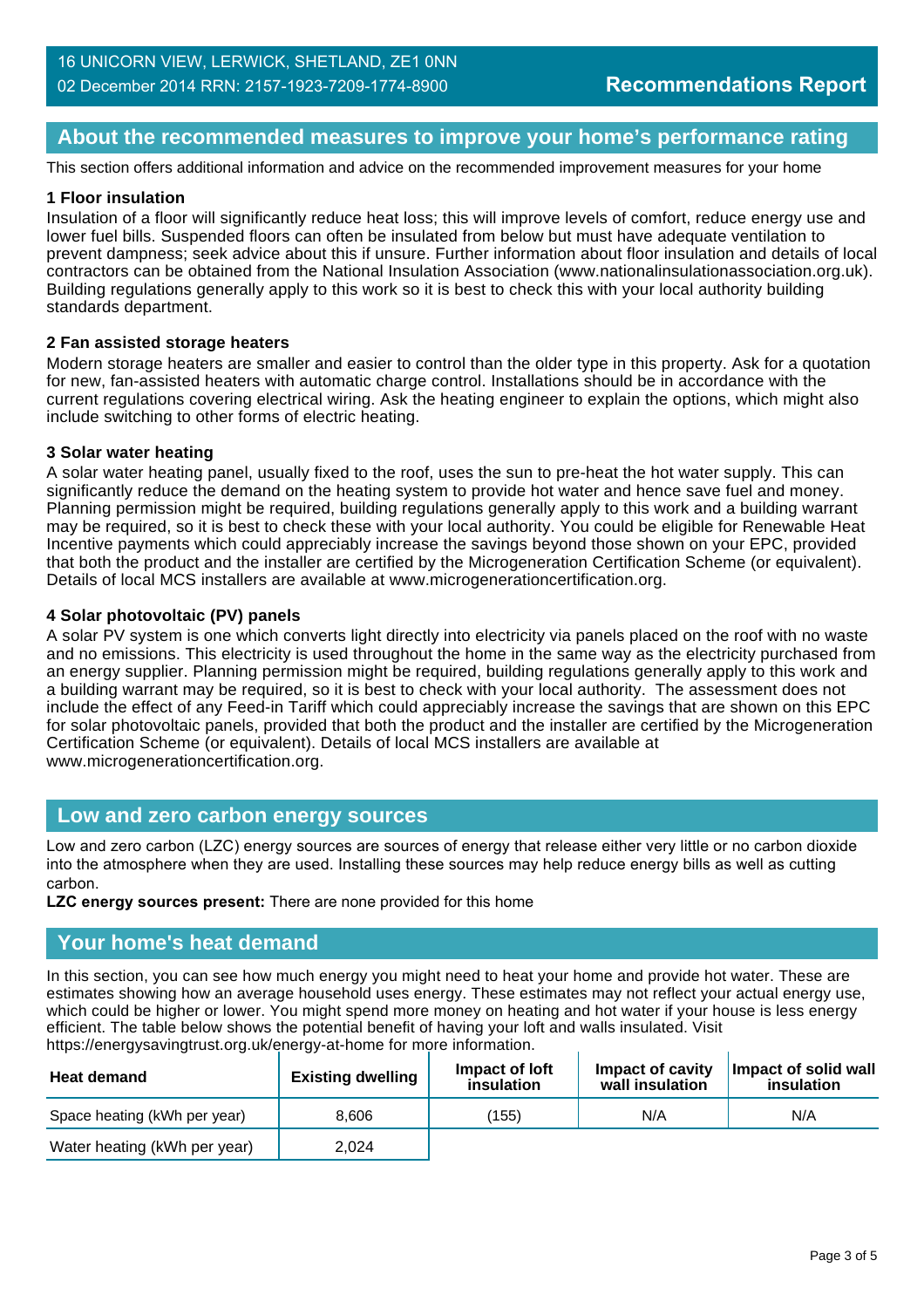## About the recommended measures to improve your home's performance rating

This section offers additional information and advice on the recommended improvement measures for your home

**1 Floor insulation**

Insulation of a floor will significantly reduce heat loss; this will improve levels of comfort, reduce energy use and lower fuel bills. Suspended floors can often be insulated from below but must have adequate ventilation to prevent dampness; seek advice about this if unsure. Further information about floor insulation and details of local contractors can be obtained from the National Insulation Association (www.nationalinsulationassociation.org.uk). Building regulations generally apply to this work so it is best to check this with your local authority building standards department.

**2 Fan assisted storage heaters**

Modern storage heaters are smaller and easier to control than the older type in this property. Ask for a quotation for new, fan-assisted heaters with automatic charge control. Installations should be in accordance with the current regulations covering electrical wiring. Ask the heating engineer to explain the options, which might also include switching to other forms of electric heating.

**3 Solar water heating**

A solar water heating panel, usually fixed to the roof, uses the sun to pre-heat the hot water supply. This can significantly reduce the demand on the heating system to provide hot water and hence save fuel and money. Planning permission might be required, building regulations generally apply to this work and a building warrant may be required, so it is best to check these with your local authority. You could be eligible for Renewable Heat Incentive payments which could appreciably increase the savings beyond those shown on your EPC, provided that both the product and the installer are certified by the Microgeneration Certification Scheme (or equivalent). Details of local MCS installers are available at www.microgenerationcertification.org.

**4 Solar photovoltaic (PV) panels**

A solar PV system is one which converts light directly into electricity via panels placed on the roof with no waste and no emissions. This electricity is used throughout the home in the same way as the electricity purchased from an energy supplier. Planning permission might be required, building regulations generally apply to this work and a building warrant may be required, so it is best to check with your local authority. The assessment does not include the effect of any Feed-in Tariff which could appreciably increase the savings that are shown on this EPC for solar photovoltaic panels, provided that both the product and the installer are certified by the Microgeneration Certification Scheme (or equivalent). Details of local MCS installers are available at www.microgenerationcertification.org.

## Low and zero carbon energy sources

Low and zero carbon (LZC) energy sources are sources of energy that release either very little or no carbon dioxide into the atmosphere when they are used. Installing these sources may help reduce energy bills as well as cutting carbon.

**LZC energy sources present:** There are none provided for this home

## Your home's heat demand

In this section, you can see how much energy you might need to heat your home and provide hot water. These are estimates showing how an average household uses energy. These estimates may not reflect your actual energy use, which could be higher or lower. You might spend more money on heating and hot water if your house is less energy efficient. The table below shows the potential benefit of having your loft and walls insulated. Visit https://energysavingtrust.org.uk/energy-at-home for more information.

| Heat demand | Existing dwelling | Impact of loft insulation | Impact of cavity wall insulation | Impact of solid wall insulation |
|---|---|---|---|---|
| Space heating (kWh per year) | 8,606 | (155) | N/A | N/A |
| Water heating (kWh per year) | 2,024 | | | |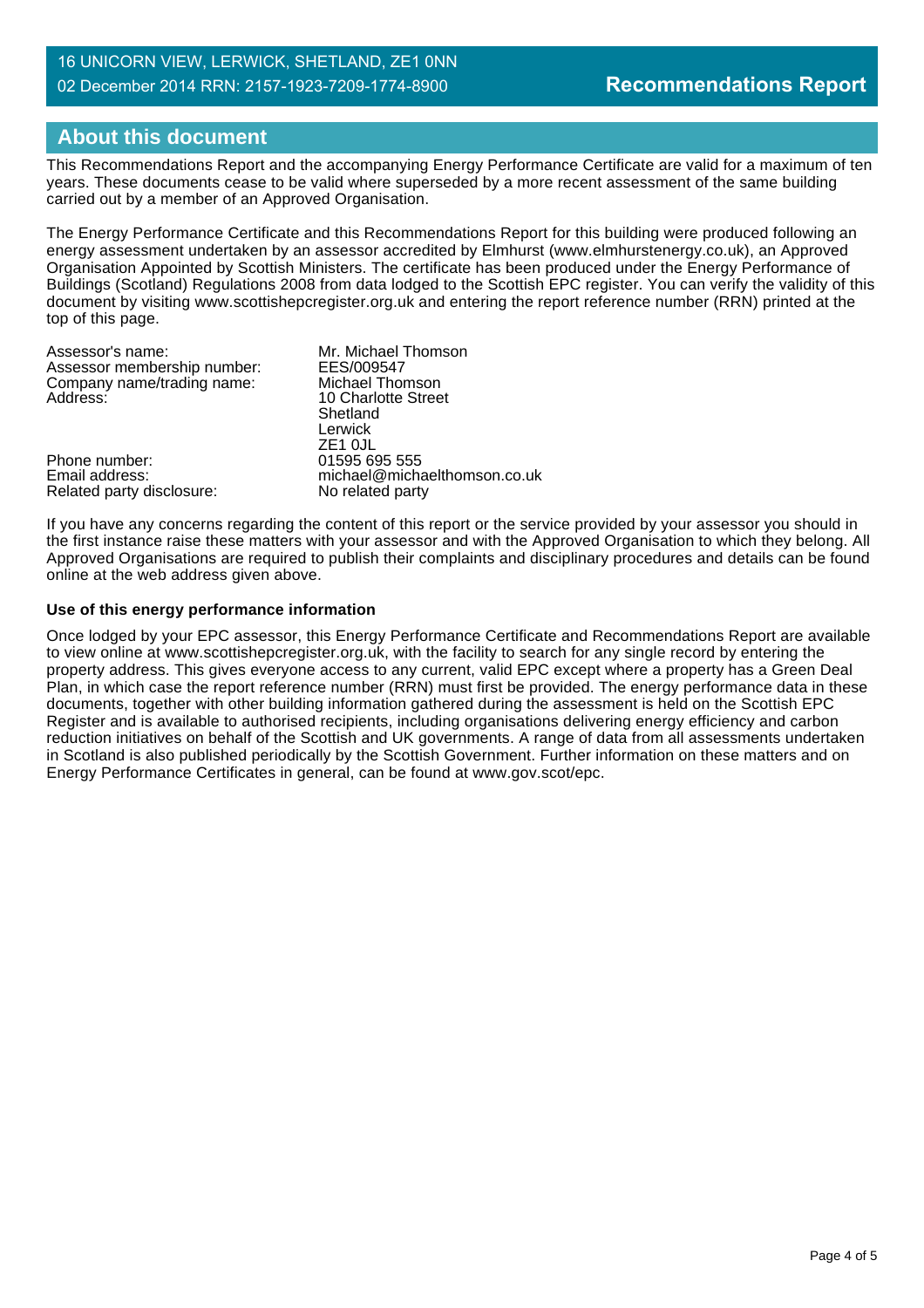16 UNICORN VIEW, LERWICK, SHETLAND, ZE1 0NN
02 December 2014 RRN: 2157-1923-7209-1774-8900

**Recommendations Report**

## About this document

This Recommendations Report and the accompanying Energy Performance Certificate are valid for a maximum of ten years. These documents cease to be valid where superseded by a more recent assessment of the same building carried out by a member of an Approved Organisation.

The Energy Performance Certificate and this Recommendations Report for this building were produced following an energy assessment undertaken by an assessor accredited by Elmhurst (www.elmhurstenergy.co.uk), an Approved Organisation Appointed by Scottish Ministers. The certificate has been produced under the Energy Performance of Buildings (Scotland) Regulations 2008 from data lodged to the Scottish EPC register. You can verify the validity of this document by visiting www.scottishepcregister.org.uk and entering the report reference number (RRN) printed at the top of this page.

| | |
|---|---|
| Assessor's name: | Mr. Michael Thomson |
| Assessor membership number: | EES/009547 |
| Company name/trading name: | Michael Thomson |
| Address: | 10 Charlotte Street<br>Shetland<br>Lerwick<br>ZE1 0JL |
| Phone number: | 01595 695 555 |
| Email address: | michael@michaelthomson.co.uk |
| Related party disclosure: | No related party |

If you have any concerns regarding the content of this report or the service provided by your assessor you should in the first instance raise these matters with your assessor and with the Approved Organisation to which they belong. All Approved Organisations are required to publish their complaints and disciplinary procedures and details can be found online at the web address given above.

**Use of this energy performance information**

Once lodged by your EPC assessor, this Energy Performance Certificate and Recommendations Report are available to view online at www.scottishepcregister.org.uk, with the facility to search for any single record by entering the property address. This gives everyone access to any current, valid EPC except where a property has a Green Deal Plan, in which case the report reference number (RRN) must first be provided. The energy performance data in these documents, together with other building information gathered during the assessment is held on the Scottish EPC Register and is available to authorised recipients, including organisations delivering energy efficiency and carbon reduction initiatives on behalf of the Scottish and UK governments. A range of data from all assessments undertaken in Scotland is also published periodically by the Scottish Government. Further information on these matters and on Energy Performance Certificates in general, can be found at www.gov.scot/epc.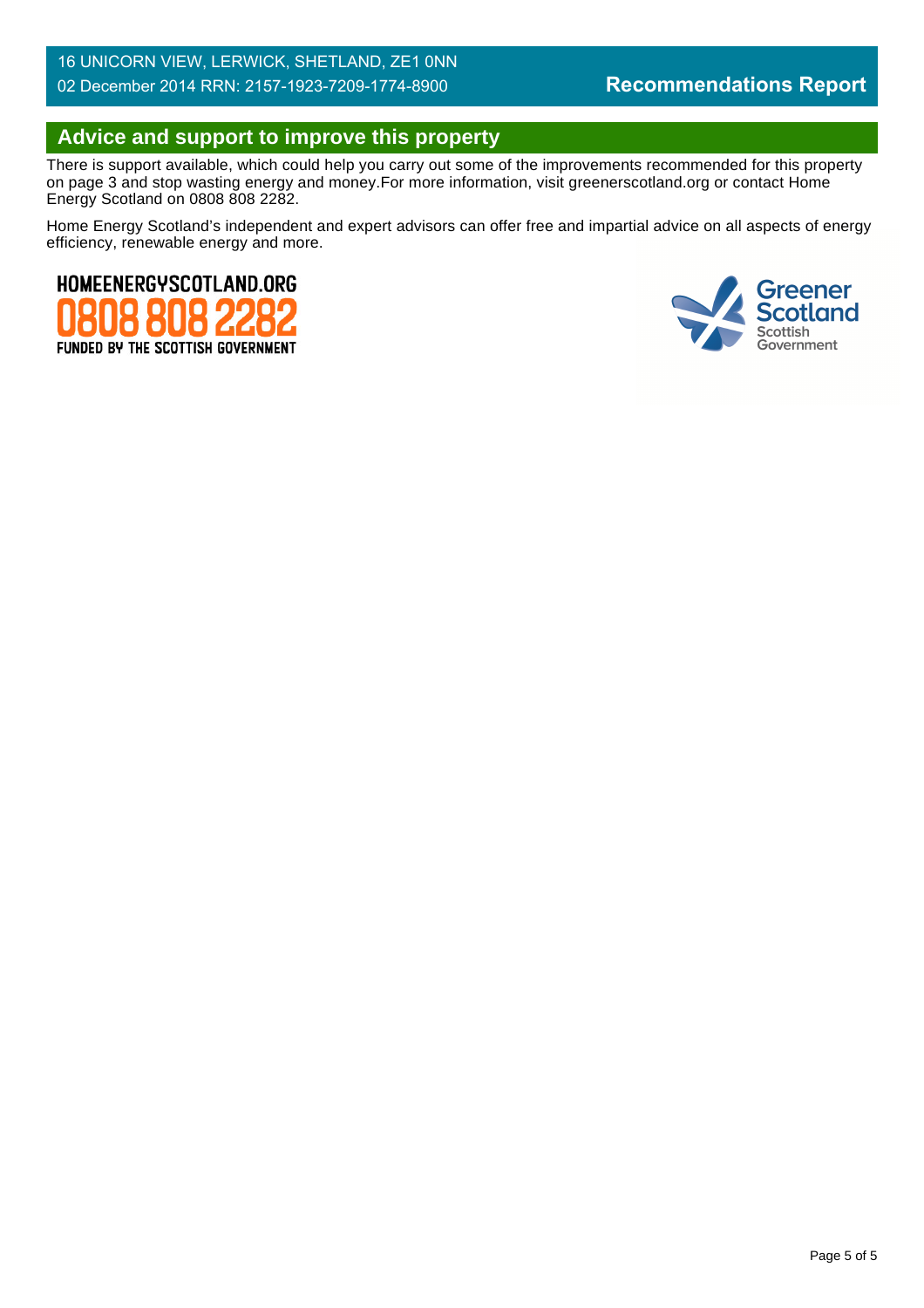## Advice and support to improve this property

There is support available, which could help you carry out some of the improvements recommended for this property on page 3 and stop wasting energy and money.For more information, visit greenerscotland.org or contact Home Energy Scotland on 0808 808 2282.

Home Energy Scotland's independent and expert advisors can offer free and impartial advice on all aspects of energy efficiency, renewable energy and more.

HOMEENERGYSCOTLAND.ORG
0808 808 2282
FUNDED BY THE SCOTTISH GOVERNMENT

Greener Scotland
Scottish Government